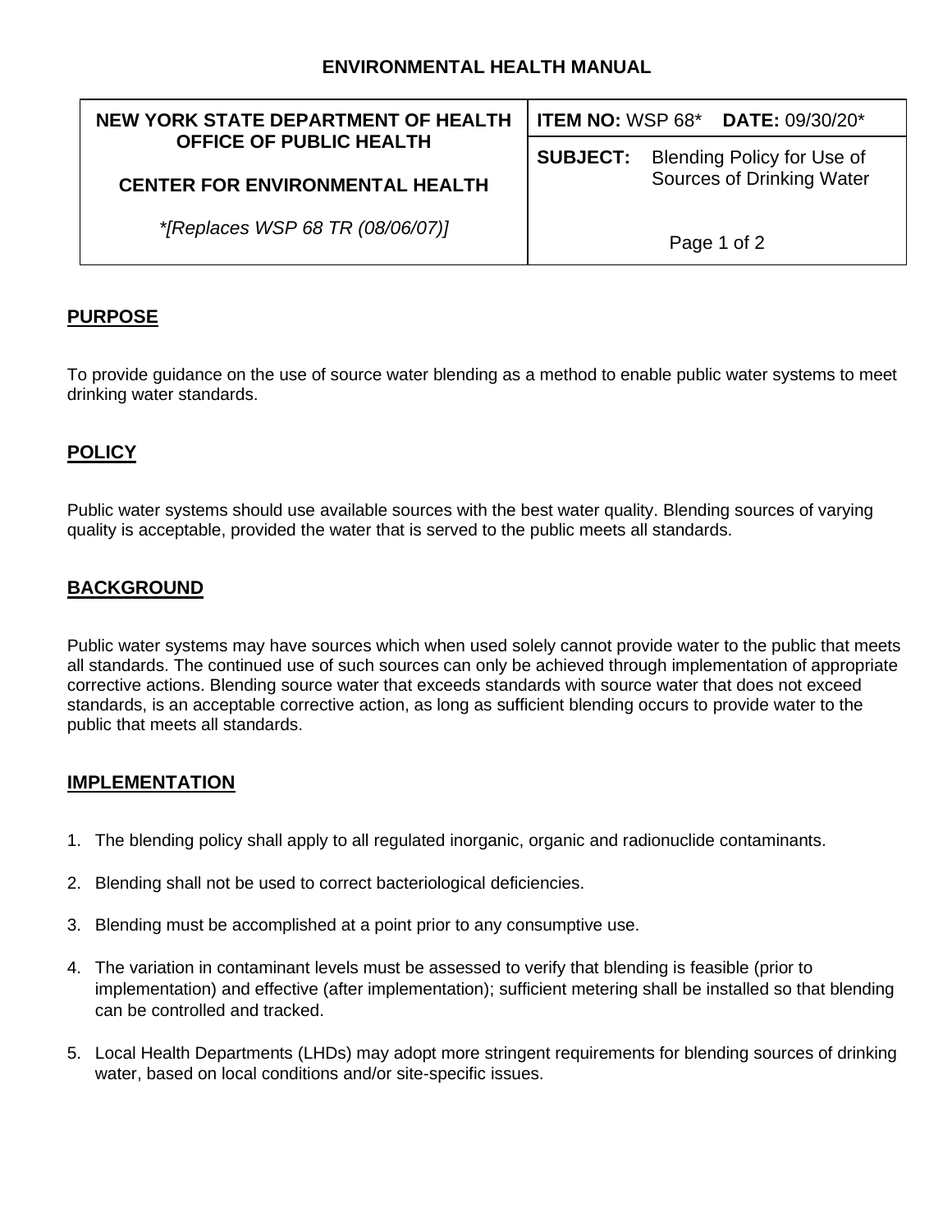# ENVIRONMENTAL HEALTH MANUAL

| NEW YORK STATE DEPARTMENT OF HEALTH OFFICE OF PUBLIC HEALTH CENTER FOR ENVIRONMENTAL HEALTH *[Replaces WSP 68 TR (08/06/07)] | **ITEM NO:** WSP 68* **DATE:** 09/30/20* |
|---|---|
| | **SUBJECT:** Blending Policy for Use of Sources of Drinking Water |

## PURPOSE

To provide guidance on the use of source water blending as a method to enable public water systems to meet drinking water standards.

## POLICY

Public water systems should use available sources with the best water quality. Blending sources of varying quality is acceptable, provided the water that is served to the public meets all standards.

## BACKGROUND

Public water systems may have sources which when used solely cannot provide water to the public that meets all standards. The continued use of such sources can only be achieved through implementation of appropriate corrective actions. Blending source water that exceeds standards with source water that does not exceed standards, is an acceptable corrective action, as long as sufficient blending occurs to provide water to the public that meets all standards.

## IMPLEMENTATION

1. The blending policy shall apply to all regulated inorganic, organic and radionuclide contaminants.
2. Blending shall not be used to correct bacteriological deficiencies.
3. Blending must be accomplished at a point prior to any consumptive use.
4. The variation in contaminant levels must be assessed to verify that blending is feasible (prior to implementation) and effective (after implementation); sufficient metering shall be installed so that blending can be controlled and tracked.
5. Local Health Departments (LHDs) may adopt more stringent requirements for blending sources of drinking water, based on local conditions and/or site-specific issues.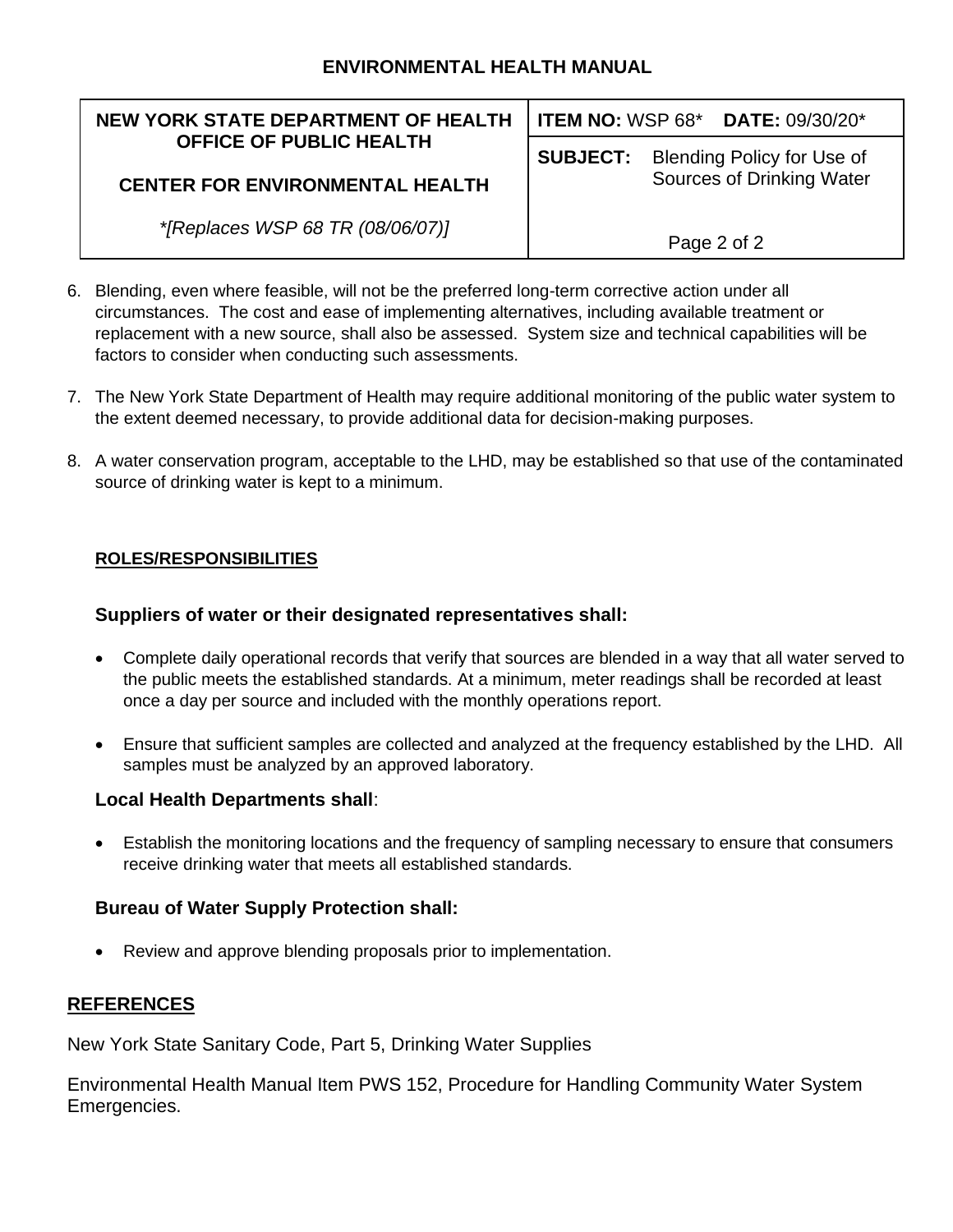6. Blending, even where feasible, will not be the preferred long-term corrective action under all circumstances. The cost and ease of implementing alternatives, including available treatment or replacement with a new source, shall also be assessed. System size and technical capabilities will be factors to consider when conducting such assessments.

7. The New York State Department of Health may require additional monitoring of the public water system to the extent deemed necessary, to provide additional data for decision-making purposes.

8. A water conservation program, acceptable to the LHD, may be established so that use of the contaminated source of drinking water is kept to a minimum.

## ROLES/RESPONSIBILITIES

### Suppliers of water or their designated representatives shall:

- Complete daily operational records that verify that sources are blended in a way that all water served to the public meets the established standards. At a minimum, meter readings shall be recorded at least once a day per source and included with the monthly operations report.

- Ensure that sufficient samples are collected and analyzed at the frequency established by the LHD. All samples must be analyzed by an approved laboratory.

### Local Health Departments shall:

- Establish the monitoring locations and the frequency of sampling necessary to ensure that consumers receive drinking water that meets all established standards.

### Bureau of Water Supply Protection shall:

- Review and approve blending proposals prior to implementation.

## REFERENCES

New York State Sanitary Code, Part 5, Drinking Water Supplies

Environmental Health Manual Item PWS 152, Procedure for Handling Community Water System Emergencies.